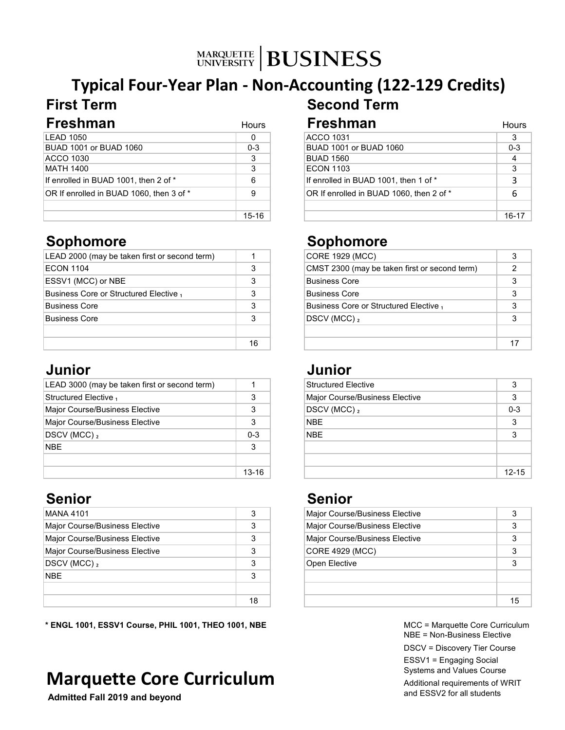MARQUETTE UNIVERSITY | BUSINESS

# Typical Four-Year Plan - Non-Accounting (122-129 Credits)

## First Term

### Freshman

| Course | Hours |
|---|---|
| LEAD 1050 | 0 |
| BUAD 1001 or BUAD 1060 | 0-3 |
| ACCO 1030 | 3 |
| MATH 1400 | 3 |
| If enrolled in BUAD 1001, then 2 of * | 6 |
| OR If enrolled in BUAD 1060, then 3 of * | 9 |
| | |
| | 15-16 |

## Second Term

### Freshman

| Course | Hours |
|---|---|
| ACCO 1031 | 3 |
| BUAD 1001 or BUAD 1060 | 0-3 |
| BUAD 1560 | 4 |
| ECON 1103 | 3 |
| If enrolled in BUAD 1001, then 1 of * | 3 |
| OR If enrolled in BUAD 1060, then 2 of * | 6 |
| | |
| | 16-17 |

### Sophomore (First Term)

| Course | Hours |
|---|---|
| LEAD 2000 (may be taken first or second term) | 1 |
| ECON 1104 | 3 |
| ESSV1 (MCC) or NBE | 3 |
| Business Core or Structured Elective 1 | 3 |
| Business Core | 3 |
| Business Core | 3 |
| | |
| | 16 |

### Sophomore (Second Term)

| Course | Hours |
|---|---|
| CORE 1929 (MCC) | 3 |
| CMST 2300 (may be taken first or second term) | 2 |
| Business Core | 3 |
| Business Core | 3 |
| Business Core or Structured Elective 1 | 3 |
| DSCV (MCC) 2 | 3 |
| | |
| | 17 |

### Junior (First Term)

| Course | Hours |
|---|---|
| LEAD 3000 (may be taken first or second term) | 1 |
| Structured Elective 1 | 3 |
| Major Course/Business Elective | 3 |
| Major Course/Business Elective | 3 |
| DSCV (MCC) 2 | 0-3 |
| NBE | 3 |
| | |
| | 13-16 |

### Junior (Second Term)

| Course | Hours |
|---|---|
| Structured Elective | 3 |
| Major Course/Business Elective | 3 |
| DSCV (MCC) 2 | 0-3 |
| NBE | 3 |
| NBE | 3 |
| | |
| | |
| | 12-15 |

### Senior (First Term)

| Course | Hours |
|---|---|
| MANA 4101 | 3 |
| Major Course/Business Elective | 3 |
| Major Course/Business Elective | 3 |
| Major Course/Business Elective | 3 |
| DSCV (MCC) 2 | 3 |
| NBE | 3 |
| | |
| | 18 |

### Senior (Second Term)

| Course | Hours |
|---|---|
| Major Course/Business Elective | 3 |
| Major Course/Business Elective | 3 |
| Major Course/Business Elective | 3 |
| CORE 4929 (MCC) | 3 |
| Open Elective | 3 |
| | |
| | |
| | 15 |

**\* ENGL 1001, ESSV1 Course, PHIL 1001, THEO 1001, NBE**

MCC = Marquette Core Curriculum
NBE = Non-Business Elective
DSCV = Discovery Tier Course
ESSV1 = Engaging Social Systems and Values Course
Additional requirements of WRIT and ESSV2 for all students

# Marquette Core Curriculum

**Admitted Fall 2019 and beyond**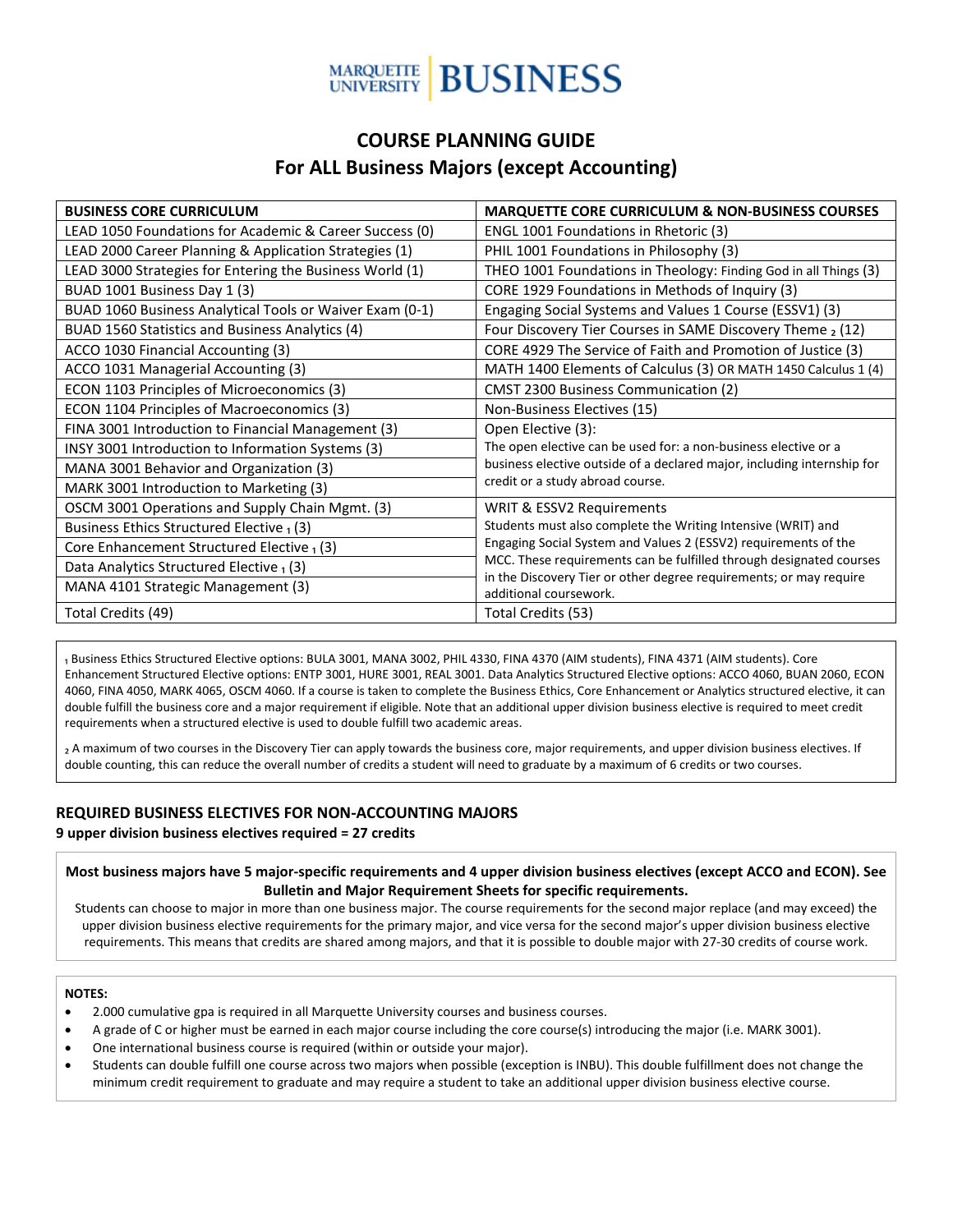# COURSE PLANNING GUIDE

## For ALL Business Majors (except Accounting)

| BUSINESS CORE CURRICULUM | MARQUETTE CORE CURRICULUM & NON-BUSINESS COURSES |
|---|---|
| LEAD 1050 Foundations for Academic & Career Success (0) | ENGL 1001 Foundations in Rhetoric (3) |
| LEAD 2000 Career Planning & Application Strategies (1) | PHIL 1001 Foundations in Philosophy (3) |
| LEAD 3000 Strategies for Entering the Business World (1) | THEO 1001 Foundations in Theology: Finding God in all Things (3) |
| BUAD 1001 Business Day 1 (3) | CORE 1929 Foundations in Methods of Inquiry (3) |
| BUAD 1060 Business Analytical Tools or Waiver Exam (0-1) | Engaging Social Systems and Values 1 Course (ESSV1) (3) |
| BUAD 1560 Statistics and Business Analytics (4) | Four Discovery Tier Courses in SAME Discovery Theme [2] (12) |
| ACCO 1030 Financial Accounting (3) | CORE 4929 The Service of Faith and Promotion of Justice (3) |
| ACCO 1031 Managerial Accounting (3) | MATH 1400 Elements of Calculus (3) OR MATH 1450 Calculus 1 (4) |
| ECON 1103 Principles of Microeconomics (3) | CMST 2300 Business Communication (2) |
| ECON 1104 Principles of Macroeconomics (3) | Non-Business Electives (15) |
| FINA 3001 Introduction to Financial Management (3) | Open Elective (3): The open elective can be used for: a non-business elective or a business elective outside of a declared major, including internship for credit or a study abroad course. |
| INSY 3001 Introduction to Information Systems (3) | |
| MANA 3001 Behavior and Organization (3) | |
| MARK 3001 Introduction to Marketing (3) | |
| OSCM 3001 Operations and Supply Chain Mgmt. (3) | WRIT & ESSV2 Requirements: Students must also complete the Writing Intensive (WRIT) and Engaging Social System and Values 2 (ESSV2) requirements of the MCC. These requirements can be fulfilled through designated courses in the Discovery Tier or other degree requirements; or may require additional coursework. |
| Business Ethics Structured Elective [1] (3) | |
| Core Enhancement Structured Elective [1] (3) | |
| Data Analytics Structured Elective [1] (3) | |
| MANA 4101 Strategic Management (3) | |
| Total Credits (49) | Total Credits (53) |

[1] Business Ethics Structured Elective options: BULA 3001, MANA 3002, PHIL 4330, FINA 4370 (AIM students), FINA 4371 (AIM students). Core Enhancement Structured Elective options: ENTP 3001, HURE 3001, REAL 3001. Data Analytics Structured Elective options: ACCO 4060, BUAN 2060, ECON 4060, FINA 4050, MARK 4065, OSCM 4060. If a course is taken to complete the Business Ethics, Core Enhancement or Analytics structured elective, it can double fulfill the business core and a major requirement if eligible. Note that an additional upper division business elective is required to meet credit requirements when a structured elective is used to double fulfill two academic areas.

[2] A maximum of two courses in the Discovery Tier can apply towards the business core, major requirements, and upper division business electives. If double counting, this can reduce the overall number of credits a student will need to graduate by a maximum of 6 credits or two courses.

### REQUIRED BUSINESS ELECTIVES FOR NON-ACCOUNTING MAJORS

**9 upper division business electives required = 27 credits**

**Most business majors have 5 major-specific requirements and 4 upper division business electives (except ACCO and ECON). See Bulletin and Major Requirement Sheets for specific requirements.**

Students can choose to major in more than one business major. The course requirements for the second major replace (and may exceed) the upper division business elective requirements for the primary major, and vice versa for the second major's upper division business elective requirements. This means that credits are shared among majors, and that it is possible to double major with 27-30 credits of course work.

**NOTES:**

- 2.000 cumulative gpa is required in all Marquette University courses and business courses.
- A grade of C or higher must be earned in each major course including the core course(s) introducing the major (i.e. MARK 3001).
- One international business course is required (within or outside your major).
- Students can double fulfill one course across two majors when possible (exception is INBU). This double fulfillment does not change the minimum credit requirement to graduate and may require a student to take an additional upper division business elective course.